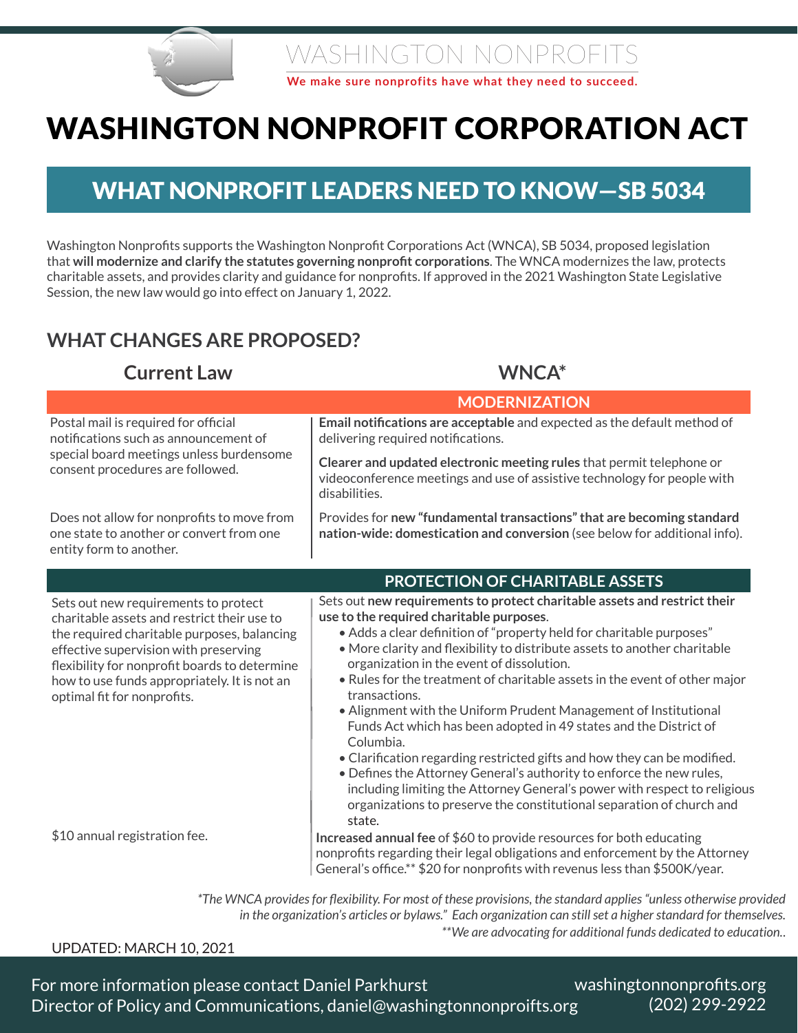WASHINGTON NONPROFITS

**We make sure nonprofits have what they need to succeed.**

# WASHINGTON NONPROFIT CORPORATION ACT

## WHAT NONPROFIT LEADERS NEED TO KNOW—SB 5034

Washington Nonprofits supports the Washington Nonprofit Corporations Act (WNCA), SB 5034, proposed legislation that **will modernize and clarify the statutes governing nonprofit corporations**. The WNCA modernizes the law, protects charitable assets, and provides clarity and guidance for nonprofits. If approved in the 2021 Washington State Legislative Session, the new law would go into effect on January 1, 2022.

## WHAT CHANGES ARE PROPOSED?

| Current Law | WNCA* |
|---|---|
| | **MODERNIZATION** |
| Postal mail is required for official notifications such as announcement of special board meetings unless burdensome consent procedures are followed. | **Email notifications are acceptable** and expected as the default method of delivering required notifications.<br><br>**Clearer and updated electronic meeting rules** that permit telephone or videoconference meetings and use of assistive technology for people with disabilities. |
| Does not allow for nonprofits to move from one state to another or convert from one entity form to another. | Provides for **new "fundamental transactions" that are becoming standard nation-wide: domestication and conversion** (see below for additional info). |
| | **PROTECTION OF CHARITABLE ASSETS** |
| Sets out new requirements to protect charitable assets and restrict their use to the required charitable purposes, balancing effective supervision with preserving flexibility for nonprofit boards to determine how to use funds appropriately. It is not an optimal fit for nonprofits. | Sets out **new requirements to protect charitable assets and restrict their use to the required charitable purposes**.<br>• Adds a clear definition of "property held for charitable purposes"<br>• More clarity and flexibility to distribute assets to another charitable organization in the event of dissolution.<br>• Rules for the treatment of charitable assets in the event of other major transactions.<br>• Alignment with the Uniform Prudent Management of Institutional Funds Act which has been adopted in 49 states and the District of Columbia.<br>• Clarification regarding restricted gifts and how they can be modified.<br>• Defines the Attorney General's authority to enforce the new rules, including limiting the Attorney General's power with respect to religious organizations to preserve the constitutional separation of church and state. |
| $10 annual registration fee. | **Increased annual fee** of $60 to provide resources for both educating nonprofits regarding their legal obligations and enforcement by the Attorney General's office.** $20 for nonprofits with revenus less than $500K/year. |

*\*The WNCA provides for flexibility. For most of these provisions, the standard applies "unless otherwise provided in the organization's articles or bylaws." Each organization can still set a higher standard for themselves.*

*\*\*We are advocating for additional funds dedicated to education..*

UPDATED: MARCH 10, 2021

For more information please contact Daniel Parkhurst
Director of Policy and Communications, daniel@washingtonnonproifts.org

washingtonnonprofits.org
(202) 299-2922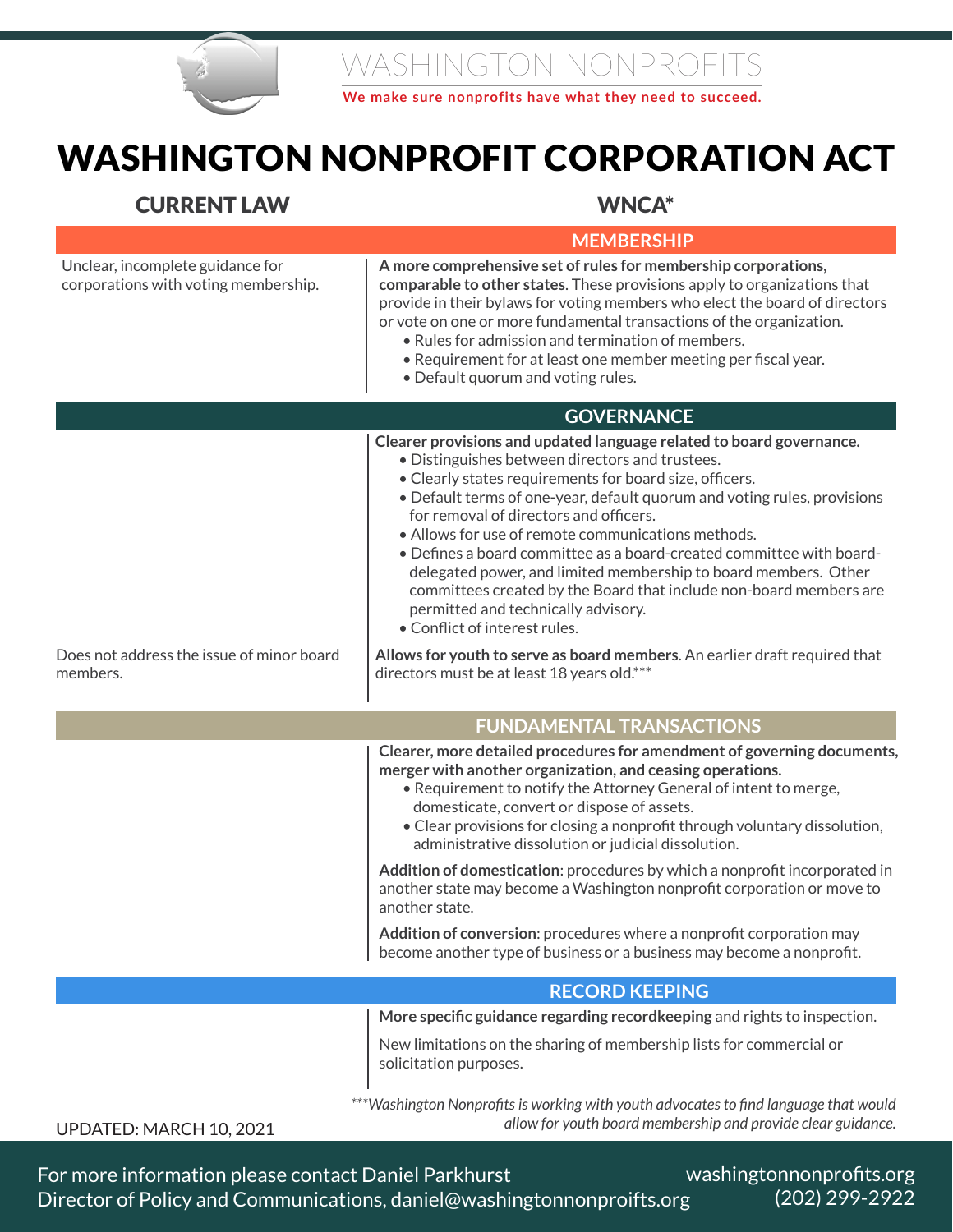WASHINGTON NONPROFITS

**We make sure nonprofits have what they need to succeed.**

# WASHINGTON NONPROFIT CORPORATION ACT

| CURRENT LAW | WNCA* |
|---|---|
| | **MEMBERSHIP** |
| Unclear, incomplete guidance for corporations with voting membership. | **A more comprehensive set of rules for membership corporations, comparable to other states**. These provisions apply to organizations that provide in their bylaws for voting members who elect the board of directors or vote on one or more fundamental transactions of the organization.<br>• Rules for admission and termination of members.<br>• Requirement for at least one member meeting per fiscal year.<br>• Default quorum and voting rules. |
| | **GOVERNANCE** |
| | **Clearer provisions and updated language related to board governance.**<br>• Distinguishes between directors and trustees.<br>• Clearly states requirements for board size, officers.<br>• Default terms of one-year, default quorum and voting rules, provisions for removal of directors and officers.<br>• Allows for use of remote communications methods.<br>• Defines a board committee as a board-created committee with board-delegated power, and limited membership to board members. Other committees created by the Board that include non-board members are permitted and technically advisory.<br>• Conflict of interest rules. |
| Does not address the issue of minor board members. | **Allows for youth to serve as board members**. An earlier draft required that directors must be at least 18 years old.*** |
| | **FUNDAMENTAL TRANSACTIONS** |
| | **Clearer, more detailed procedures for amendment of governing documents, merger with another organization, and ceasing operations.**<br>• Requirement to notify the Attorney General of intent to merge, domesticate, convert or dispose of assets.<br>• Clear provisions for closing a nonprofit through voluntary dissolution, administrative dissolution or judicial dissolution. |
| | **Addition of domestication**: procedures by which a nonprofit incorporated in another state may become a Washington nonprofit corporation or move to another state. |
| | **Addition of conversion**: procedures where a nonprofit corporation may become another type of business or a business may become a nonprofit. |
| | **RECORD KEEPING** |
| | **More specific guidance regarding recordkeeping** and rights to inspection. |
| | New limitations on the sharing of membership lists for commercial or solicitation purposes. |

*\*\*\*Washington Nonprofits is working with youth advocates to find language that would allow for youth board membership and provide clear guidance.*

UPDATED: MARCH 10, 2021

For more information please contact Daniel Parkhurst
Director of Policy and Communications, daniel@washingtonnonprofits.org

washingtonnonprofits.org
(202) 299-2922